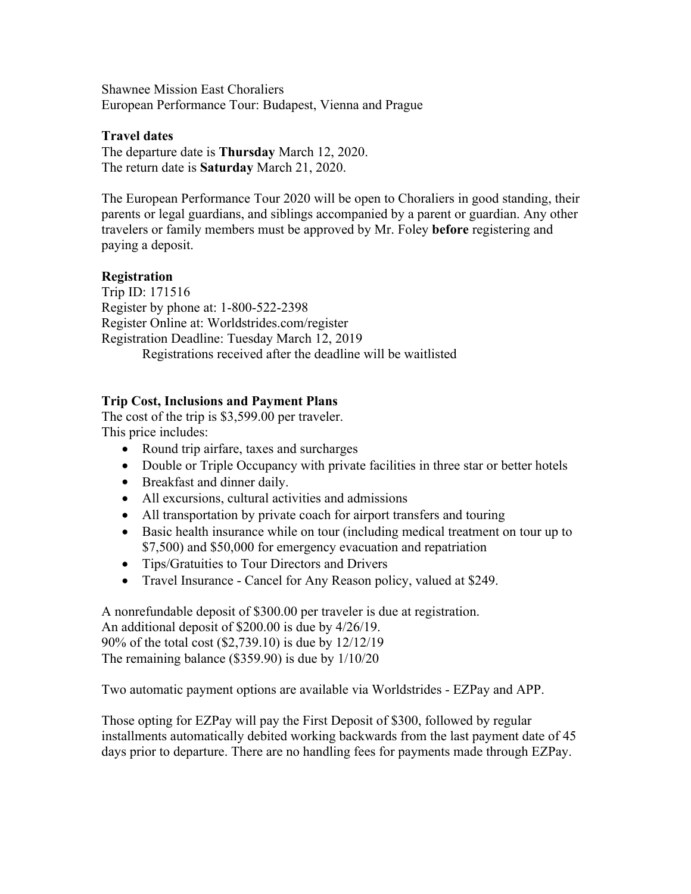Shawnee Mission East Choraliers
European Performance Tour: Budapest, Vienna and Prague

**Travel dates**
The departure date is **Thursday** March 12, 2020.
The return date is **Saturday** March 21, 2020.

The European Performance Tour 2020 will be open to Choraliers in good standing, their parents or legal guardians, and siblings accompanied by a parent or guardian. Any other travelers or family members must be approved by Mr. Foley **before** registering and paying a deposit.

**Registration**
Trip ID: 171516
Register by phone at: 1-800-522-2398
Register Online at: Worldstrides.com/register
Registration Deadline: Tuesday March 12, 2019
Registrations received after the deadline will be waitlisted

**Trip Cost, Inclusions and Payment Plans**
The cost of the trip is $3,599.00 per traveler.
This price includes:

- Round trip airfare, taxes and surcharges
- Double or Triple Occupancy with private facilities in three star or better hotels
- Breakfast and dinner daily.
- All excursions, cultural activities and admissions
- All transportation by private coach for airport transfers and touring
- Basic health insurance while on tour (including medical treatment on tour up to $7,500) and $50,000 for emergency evacuation and repatriation
- Tips/Gratuities to Tour Directors and Drivers
- Travel Insurance - Cancel for Any Reason policy, valued at $249.

A nonrefundable deposit of $300.00 per traveler is due at registration.
An additional deposit of $200.00 is due by 4/26/19.
90% of the total cost ($2,739.10) is due by 12/12/19
The remaining balance ($359.90) is due by 1/10/20

Two automatic payment options are available via Worldstrides - EZPay and APP.

Those opting for EZPay will pay the First Deposit of $300, followed by regular installments automatically debited working backwards from the last payment date of 45 days prior to departure. There are no handling fees for payments made through EZPay.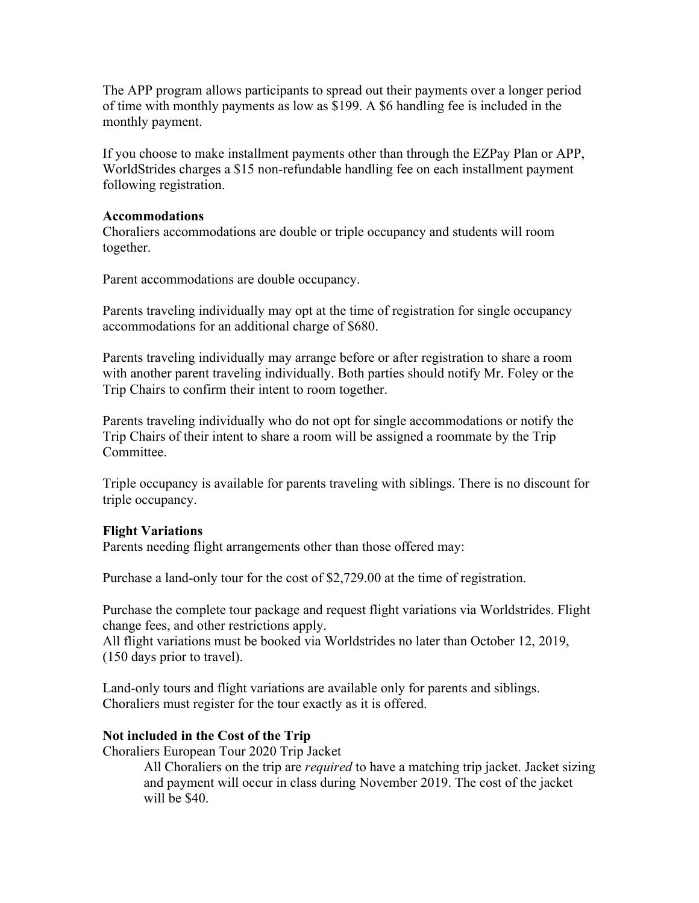The APP program allows participants to spread out their payments over a longer period of time with monthly payments as low as $199. A $6 handling fee is included in the monthly payment.

If you choose to make installment payments other than through the EZPay Plan or APP, WorldStrides charges a $15 non-refundable handling fee on each installment payment following registration.

**Accommodations**

Choraliers accommodations are double or triple occupancy and students will room together.

Parent accommodations are double occupancy.

Parents traveling individually may opt at the time of registration for single occupancy accommodations for an additional charge of $680.

Parents traveling individually may arrange before or after registration to share a room with another parent traveling individually. Both parties should notify Mr. Foley or the Trip Chairs to confirm their intent to room together.

Parents traveling individually who do not opt for single accommodations or notify the Trip Chairs of their intent to share a room will be assigned a roommate by the Trip Committee.

Triple occupancy is available for parents traveling with siblings. There is no discount for triple occupancy.

**Flight Variations**

Parents needing flight arrangements other than those offered may:

Purchase a land-only tour for the cost of $2,729.00 at the time of registration.

Purchase the complete tour package and request flight variations via Worldstrides. Flight change fees, and other restrictions apply.
All flight variations must be booked via Worldstrides no later than October 12, 2019, (150 days prior to travel).

Land-only tours and flight variations are available only for parents and siblings. Choraliers must register for the tour exactly as it is offered.

**Not included in the Cost of the Trip**

Choraliers European Tour 2020 Trip Jacket

> All Choraliers on the trip are *required* to have a matching trip jacket. Jacket sizing and payment will occur in class during November 2019. The cost of the jacket will be $40.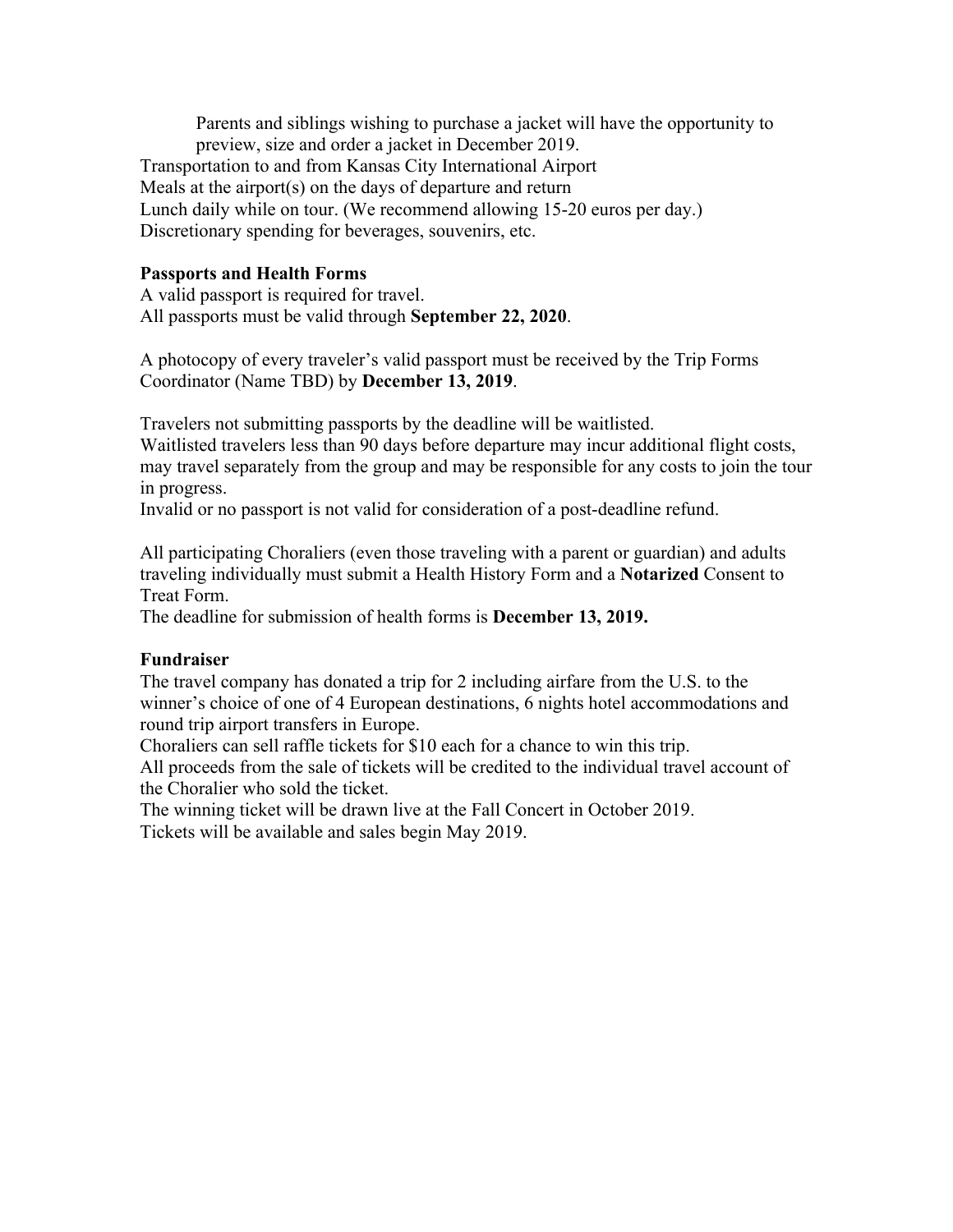Parents and siblings wishing to purchase a jacket will have the opportunity to preview, size and order a jacket in December 2019.

Transportation to and from Kansas City International Airport
Meals at the airport(s) on the days of departure and return
Lunch daily while on tour. (We recommend allowing 15-20 euros per day.)
Discretionary spending for beverages, souvenirs, etc.

**Passports and Health Forms**

A valid passport is required for travel.
All passports must be valid through **September 22, 2020**.

A photocopy of every traveler's valid passport must be received by the Trip Forms Coordinator (Name TBD) by **December 13, 2019**.

Travelers not submitting passports by the deadline will be waitlisted.
Waitlisted travelers less than 90 days before departure may incur additional flight costs, may travel separately from the group and may be responsible for any costs to join the tour in progress.
Invalid or no passport is not valid for consideration of a post-deadline refund.

All participating Choraliers (even those traveling with a parent or guardian) and adults traveling individually must submit a Health History Form and a **Notarized** Consent to Treat Form.
The deadline for submission of health forms is **December 13, 2019.**

**Fundraiser**

The travel company has donated a trip for 2 including airfare from the U.S. to the winner's choice of one of 4 European destinations, 6 nights hotel accommodations and round trip airport transfers in Europe.
Choraliers can sell raffle tickets for $10 each for a chance to win this trip.
All proceeds from the sale of tickets will be credited to the individual travel account of the Choralier who sold the ticket.
The winning ticket will be drawn live at the Fall Concert in October 2019.
Tickets will be available and sales begin May 2019.